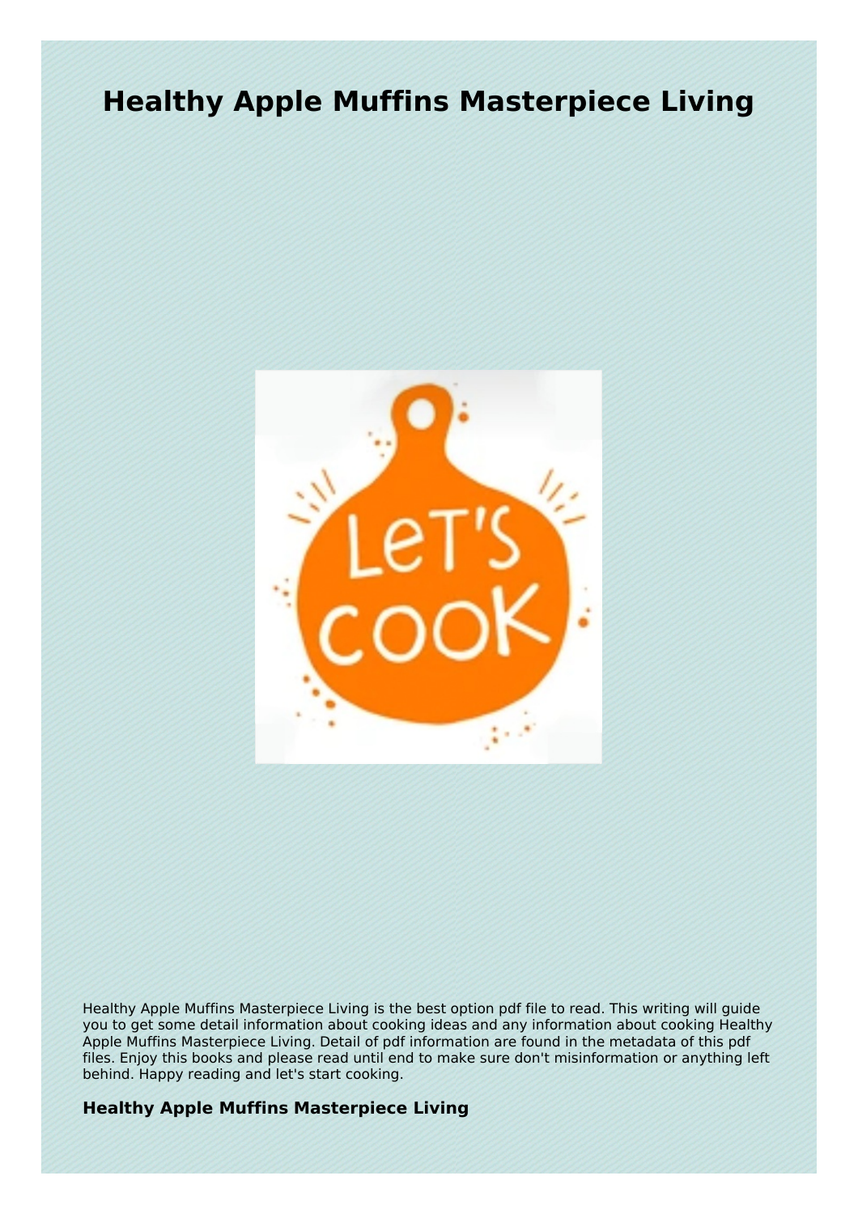# Healthy Apple Muffins Masterpiece Living

Healthy Apple Muffins Masterpiece Living is the best option pdf file to read. This writing will guide you to get some detail information about cooking ideas and any information about cooking Healthy Apple Muffins Masterpiece Living. Detail of pdf information are found in the metadata of this pdf files. Enjoy this books and please read until end to make sure don't misinformation or anything left behind. Happy reading and let's start cooking.

**Healthy Apple Muffins Masterpiece Living**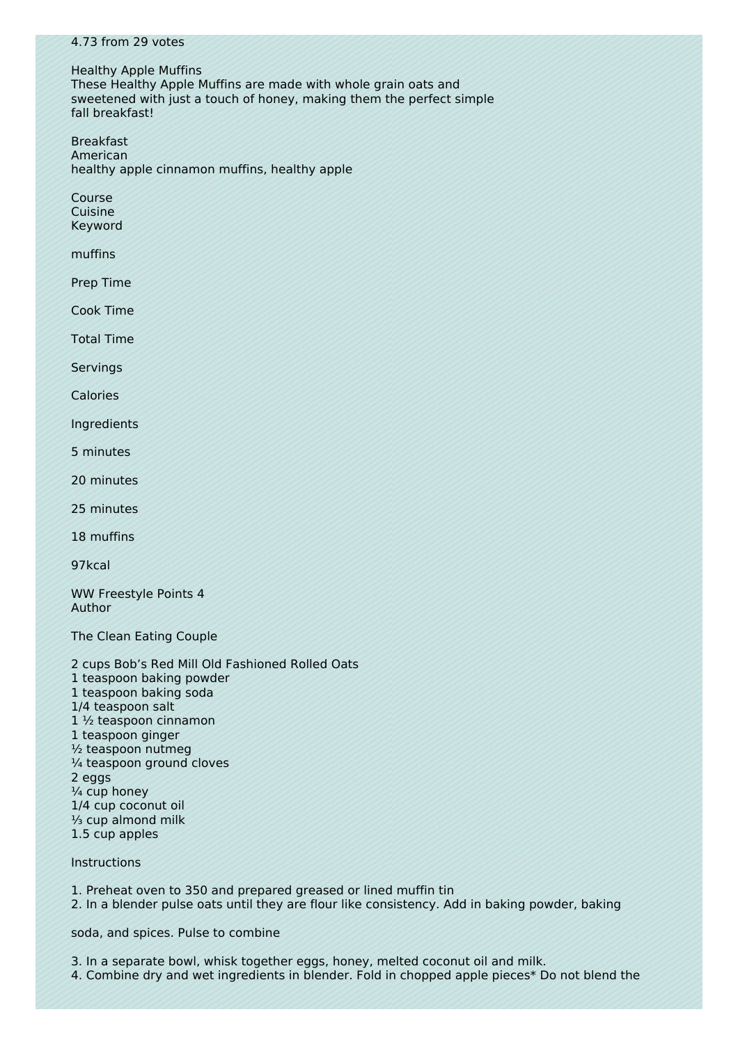4.73 from 29 votes

## Healthy Apple Muffins

These Healthy Apple Muffins are made with whole grain oats and sweetened with just a touch of honey, making them the perfect simple fall breakfast!

Breakfast
American
healthy apple cinnamon muffins, healthy apple

Course
Cuisine
Keyword

muffins

Prep Time

Cook Time

Total Time

Servings

Calories

Ingredients

5 minutes

20 minutes

25 minutes

18 muffins

97kcal

WW Freestyle Points 4
Author

The Clean Eating Couple

2 cups Bob's Red Mill Old Fashioned Rolled Oats
1 teaspoon baking powder
1 teaspoon baking soda
1/4 teaspoon salt
1 ½ teaspoon cinnamon
1 teaspoon ginger
½ teaspoon nutmeg
¼ teaspoon ground cloves
2 eggs
¼ cup honey
1/4 cup coconut oil
⅓ cup almond milk
1.5 cup apples

Instructions

1. Preheat oven to 350 and prepared greased or lined muffin tin
2. In a blender pulse oats until they are flour like consistency. Add in baking powder, baking soda, and spices. Pulse to combine
3. In a separate bowl, whisk together eggs, honey, melted coconut oil and milk.
4. Combine dry and wet ingredients in blender. Fold in chopped apple pieces* Do not blend the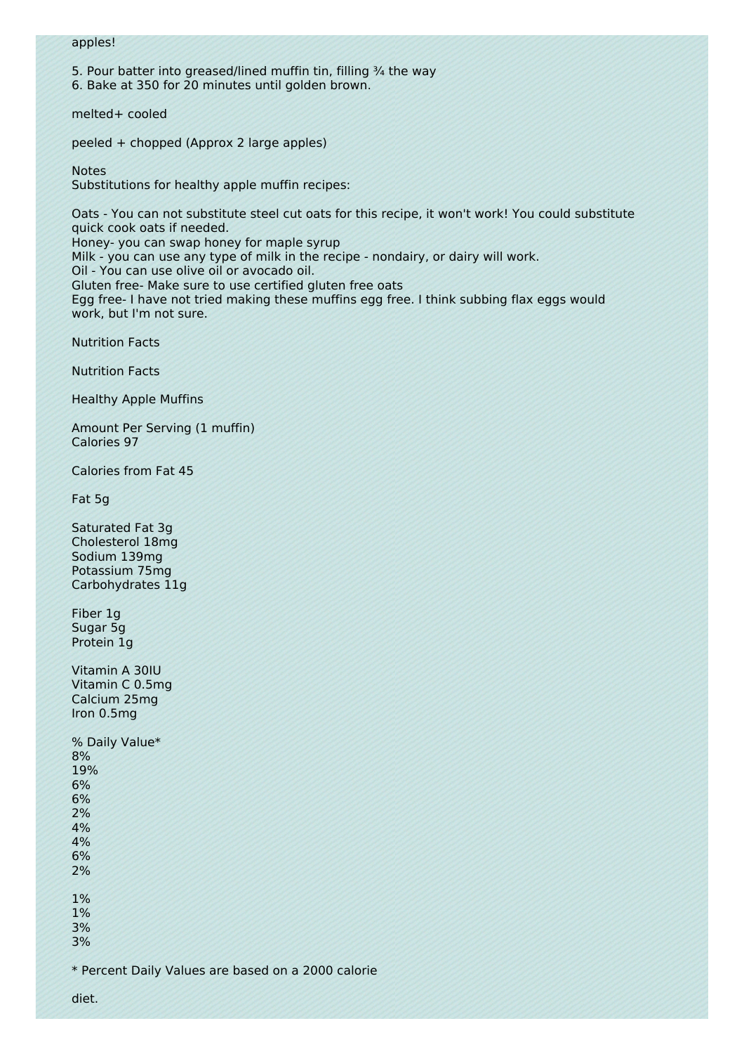apples!

5. Pour batter into greased/lined muffin tin, filling ¾ the way
6. Bake at 350 for 20 minutes until golden brown.

melted+ cooled

peeled + chopped (Approx 2 large apples)

Notes
Substitutions for healthy apple muffin recipes:

Oats - You can not substitute steel cut oats for this recipe, it won't work! You could substitute quick cook oats if needed.
Honey- you can swap honey for maple syrup
Milk - you can use any type of milk in the recipe - nondairy, or dairy will work.
Oil - You can use olive oil or avocado oil.
Gluten free- Make sure to use certified gluten free oats
Egg free- I have not tried making these muffins egg free. I think subbing flax eggs would work, but I'm not sure.

Nutrition Facts

Nutrition Facts

Healthy Apple Muffins

Amount Per Serving (1 muffin)
Calories 97

Calories from Fat 45

Fat 5g

Saturated Fat 3g
Cholesterol 18mg
Sodium 139mg
Potassium 75mg
Carbohydrates 11g

Fiber 1g
Sugar 5g
Protein 1g

Vitamin A 30IU
Vitamin C 0.5mg
Calcium 25mg
Iron 0.5mg

% Daily Value*
8%
19%
6%
6%
2%
4%
4%
6%
2%

1%
1%
3%
3%

* Percent Daily Values are based on a 2000 calorie

diet.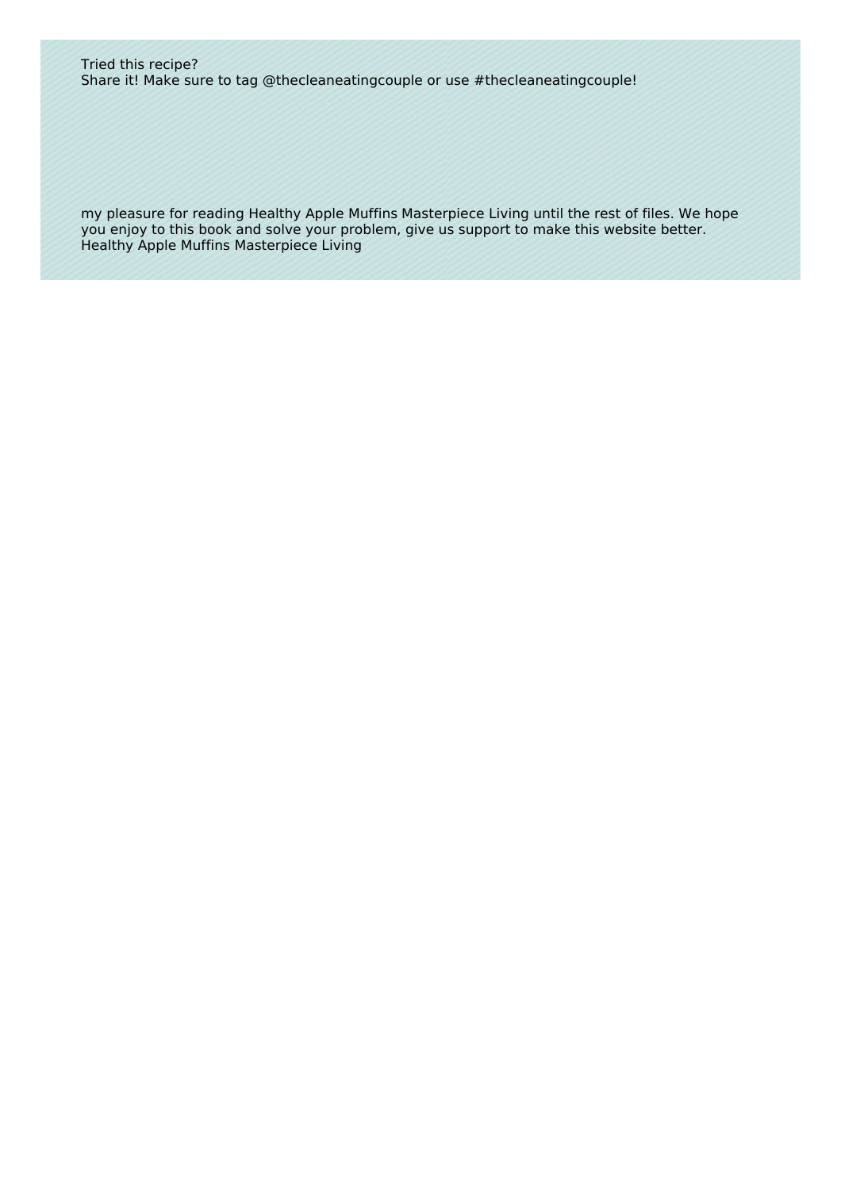Tried this recipe?
Share it! Make sure to tag @thecleaneatingcouple or use #thecleaneatingcouple!

my pleasure for reading Healthy Apple Muffins Masterpiece Living until the rest of files. We hope you enjoy to this book and solve your problem, give us support to make this website better.
Healthy Apple Muffins Masterpiece Living